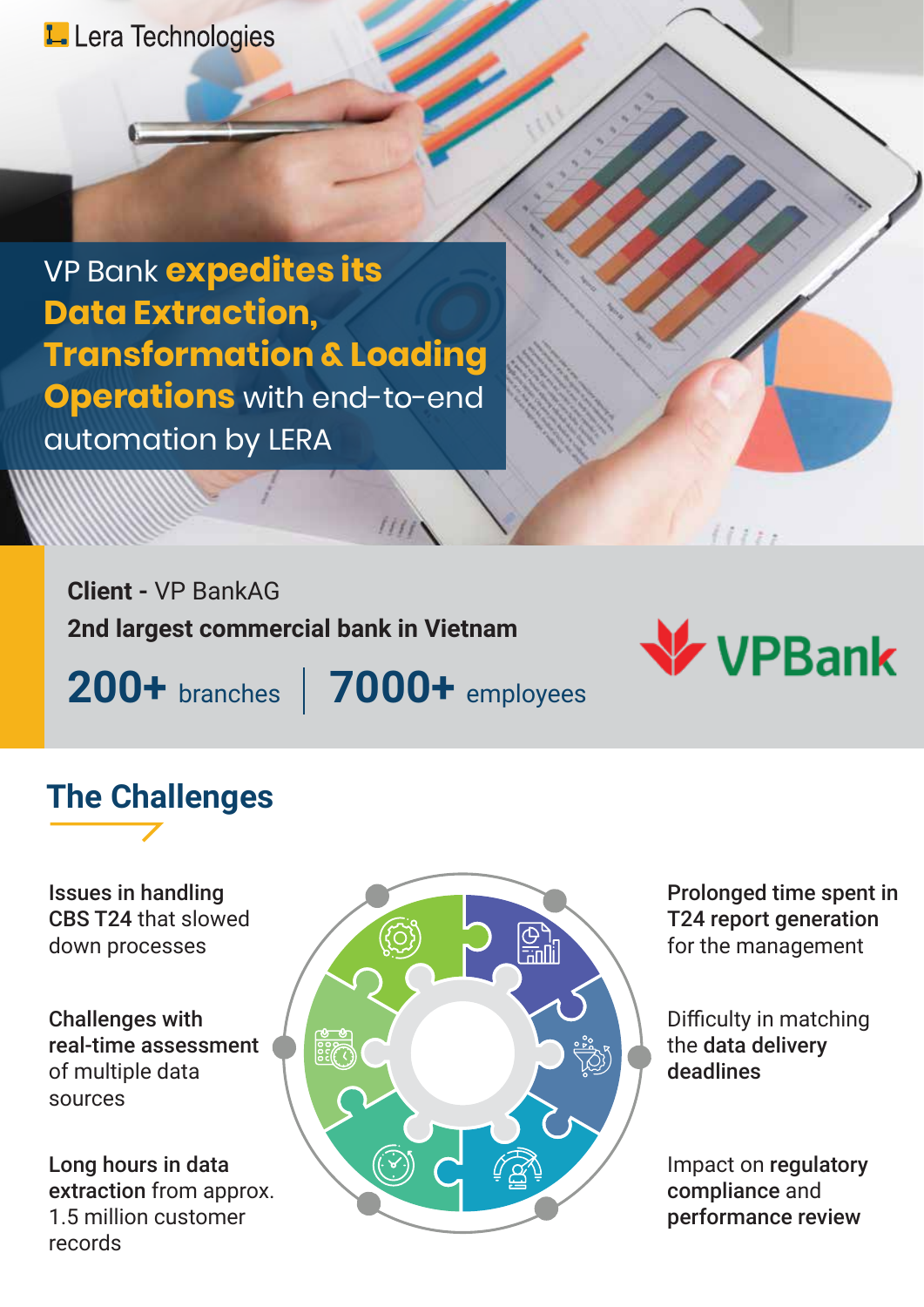Lera Technologies

# VP Bank **expedites its Data Extraction, Transformation & Loading Operations** with end-to-end automation by LERA

**Client** - VP BankAG

**2nd largest commercial bank in Vietnam**

**200+** branches | **7000+** employees

VPBank

## The Challenges

**Issues in handling CBS T24** that slowed down processes

**Challenges with real-time assessment** of multiple data sources

**Long hours in data extraction** from approx. 1.5 million customer records

**Prolonged time spent in T24 report generation** for the management

Difficulty in matching the **data delivery deadlines**

Impact on **regulatory compliance** and **performance review**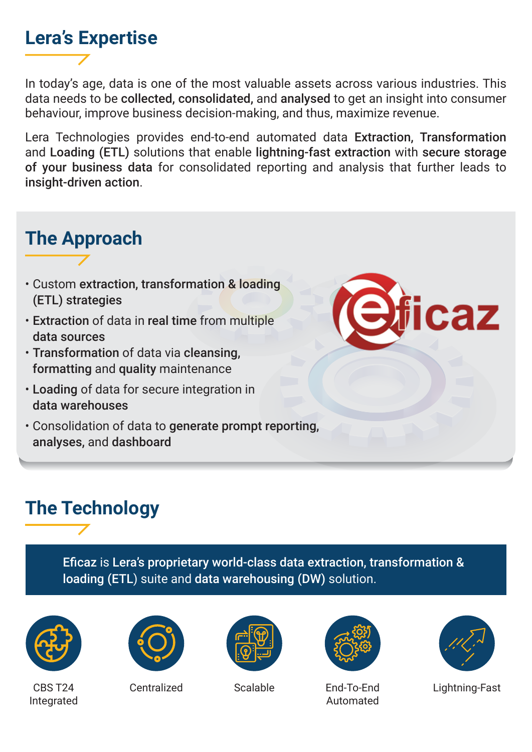## Lera's Expertise

In today's age, data is one of the most valuable assets across various industries. This data needs to be **collected, consolidated,** and **analysed** to get an insight into consumer behaviour, improve business decision-making, and thus, maximize revenue.

Lera Technologies provides end-to-end automated data **Extraction, Transformation** and **Loading (ETL)** solutions that enable **lightning-fast extraction** with **secure storage of your business data** for consolidated reporting and analysis that further leads to **insight-driven action**.

## The Approach

- Custom **extraction, transformation & loading (ETL) strategies**
- **Extraction** of data in **real time** from multiple **data sources**
- **Transformation** of data via **cleansing, formatting** and **quality** maintenance
- **Loading** of data for secure integration in **data warehouses**
- Consolidation of data to **generate prompt reporting, analyses,** and **dashboard**

eficaz

## The Technology

**Eficaz** is **Lera's proprietary world-class data extraction, transformation & loading (ETL)** suite and **data warehousing (DW)** solution.

CBS T24 Integrated

Centralized

Scalable

End-To-End Automated

Lightning-Fast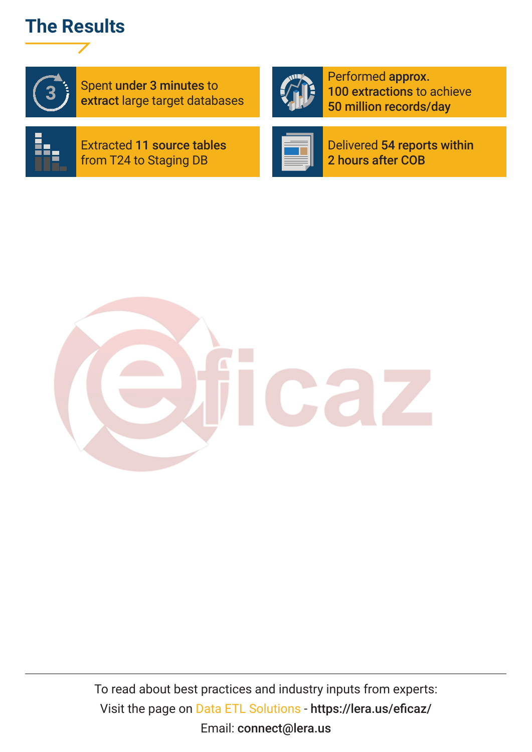## The Results

- Spent **under 3 minutes** to **extract** large target databases
- Performed **approx. 100 extractions** to achieve **50 million records/day**
- Extracted **11 source tables** from T24 to Staging DB
- Delivered **54 reports within 2 hours after COB**

---

To read about best practices and industry inputs from experts:

Visit the page on Data ETL Solutions - **https://lera.us/eficaz/**

Email: **connect@lera.us**